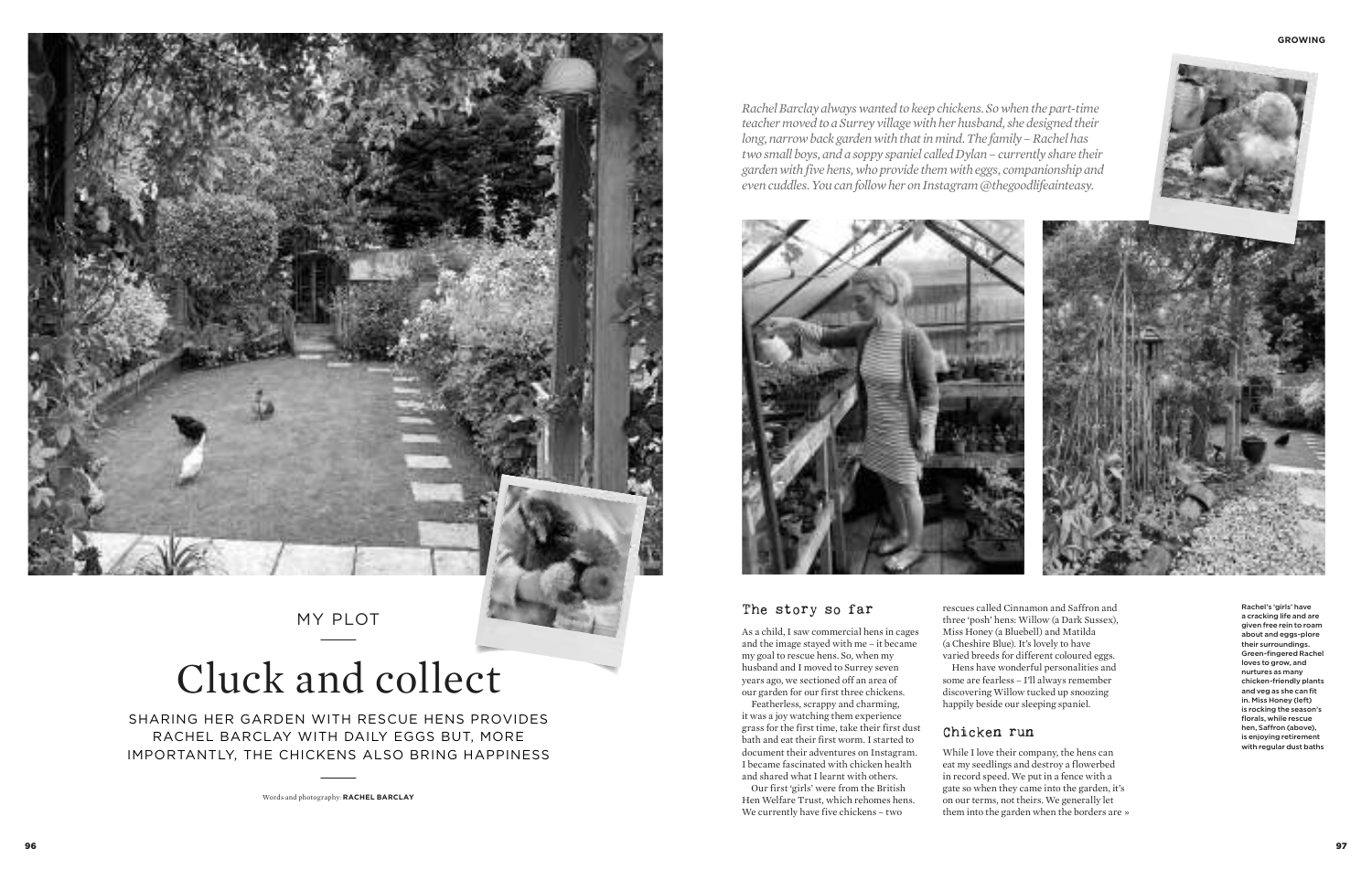MY PLOT

# Cluck and collect

SHARING HER GARDEN WITH RESCUE HENS PROVIDES RACHEL BARCLAY WITH DAILY EGGS BUT, MORE IMPORTANTLY, THE CHICKENS ALSO BRING HAPPINESS

Words and photography: **RACHEL BARCLAY**

*Rachel Barclay always wanted to keep chickens. So when the part-time teacher moved to a Surrey village with her husband, she designed their long, narrow back garden with that in mind. The family – Rachel has two small boys, and a soppy spaniel called Dylan – currently share their garden with five hens, who provide them with eggs, companionship and even cuddles. You can follow her on Instagram @thegoodlifeainteasy.*

## The story so far

As a child, I saw commercial hens in cages and the image stayed with me – it became my goal to rescue hens. So, when my husband and I moved to Surrey seven years ago, we sectioned off an area of our garden for our first three chickens.

Featherless, scrappy and charming, it was a joy watching them experience grass for the first time, take their first dust bath and eat their first worm. I started to document their adventures on Instagram. I became fascinated with chicken health and shared what I learnt with others.

Our first 'girls' were from the British Hen Welfare Trust, which rehomes hens. We currently have five chickens – two rescues called Cinnamon and Saffron and three 'posh' hens: Willow (a Dark Sussex), Miss Honey (a Bluebell) and Matilda (a Cheshire Blue). It's lovely to have varied breeds for different coloured eggs.

Hens have wonderful personalities and some are fearless – I'll always remember discovering Willow tucked up snoozing happily beside our sleeping spaniel.

## Chicken run

While I love their company, the hens can eat my seedlings and destroy a flowerbed in record speed. We put in a fence with a gate so when they came into the garden, it's on our terms, not theirs. We generally let them into the garden when the borders are »

Rachel's 'girls' have a cracking life and are given free rein to roam about and eggs-plore their surroundings. Green-fingered Rachel loves to grow, and nurtures as many chicken-friendly plants and veg as she can fit in. Miss Honey (left) is rocking the season's florals, while rescue hen, Saffron (above), is enjoying retirement with regular dust baths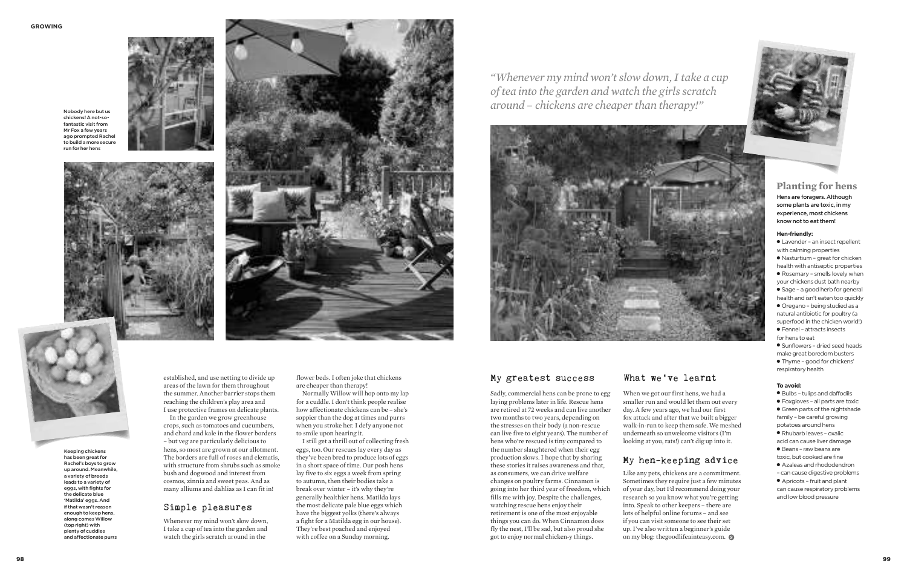Nobody here but us chickens! A not-so-fantastic visit from Mr Fox a few years ago prompted Rachel to build a more secure run for her hens

Keeping chickens has been great for Rachel's boys to grow up around. Meanwhile, a variety of breeds leads to a variety of eggs, with fights for the delicate blue 'Matilda' eggs. And if that wasn't reason enough to keep hens, along comes Willow (top right) with plenty of cuddles and affectionate purrs

established, and use netting to divide up areas of the lawn for them throughout the summer. Another barrier stops them reaching the children's play area and I use protective frames on delicate plants.

In the garden we grow greenhouse crops, such as tomatoes and cucumbers, and chard and kale in the flower borders – but veg are particularly delicious to hens, so most are grown at our allotment. The borders are full of roses and clematis, with structure from shrubs such as smoke bush and dogwood and interest from cosmos, zinnia and sweet peas. And as many alliums and dahlias as I can fit in!

## Simple pleasures

Whenever my mind won't slow down, I take a cup of tea into the garden and watch the girls scratch around in the flower beds. I often joke that chickens are cheaper than therapy!

Normally Willow will hop onto my lap for a cuddle. I don't think people realise how affectionate chickens can be – she's soppier than the dog at times and purrs when you stroke her. I defy anyone not to smile upon hearing it.

I still get a thrill out of collecting fresh eggs, too. Our rescues lay every day as they've been bred to produce lots of eggs in a short space of time. Our posh hens lay five to six eggs a week from spring to autumn, then their bodies take a break over winter – it's why they're generally healthier hens. Matilda lays the most delicate pale blue eggs which have the biggest yolks (there's always a fight for a Matilda egg in our house). They're best poached and enjoyed with coffee on a Sunday morning.

*"Whenever my mind won't slow down, I take a cup of tea into the garden and watch the girls scratch around – chickens are cheaper than therapy!"*

## My greatest success

Sadly, commercial hens can be prone to egg laying problems later in life. Rescue hens are retired at 72 weeks and can live another two months to two years, depending on the stresses on their body (a non-rescue can live five to eight years). The number of hens who're rescued is tiny compared to the number slaughtered when their egg production slows. I hope that by sharing these stories it raises awareness and that, as consumers, we can drive welfare changes on poultry farms. Cinnamon is going into her third year of freedom, which fills me with joy. Despite the challenges, watching rescue hens enjoy their retirement is one of the most enjoyable things you can do. When Cinnamon does fly the nest, I'll be sad, but also proud she got to enjoy normal chicken-y things.

## What we've learnt

When we got our first hens, we had a smaller run and would let them out every day. A few years ago, we had our first fox attack and after that we built a bigger walk-in-run to keep them safe. We meshed underneath so unwelcome visitors (I'm looking at you, rats!) can't dig up into it.

## My hen-keeping advice

Like any pets, chickens are a commitment. Sometimes they require just a few minutes of your day, but I'd recommend doing your research so you know what you're getting into. Speak to other keepers – there are lots of helpful online forums – and see if you can visit someone to see their set up. I've also written a beginner's guide on my blog: thegoodlifeainteasy.com.

## Planting for hens

Hens are foragers. Although some plants are toxic, in my experience, most chickens know not to eat them!

**Hen-friendly:**

- Lavender – an insect repellent with calming properties
- Nasturtium – great for chicken health with antiseptic properties
- Rosemary – smells lovely when your chickens dust bath nearby
- Sage – a good herb for general health and isn't eaten too quickly
- Oregano – being studied as a natural antibiotic for poultry (a superfood in the chicken world!)
- Fennel – attracts insects for hens to eat
- Sunflowers – dried seed heads make great boredom busters
- Thyme – good for chickens' respiratory health

**To avoid:**

- Bulbs – tulips and daffodils
- Foxgloves – all parts are toxic
- Green parts of the nightshade family – be careful growing potatoes around hens
- Rhubarb leaves – oxalic acid can cause liver damage
- Beans – raw beans are toxic, but cooked are fine
- Azaleas and rhododendron – can cause digestive problems
- Apricots – fruit and plant can cause respiratory problems and low blood pressure